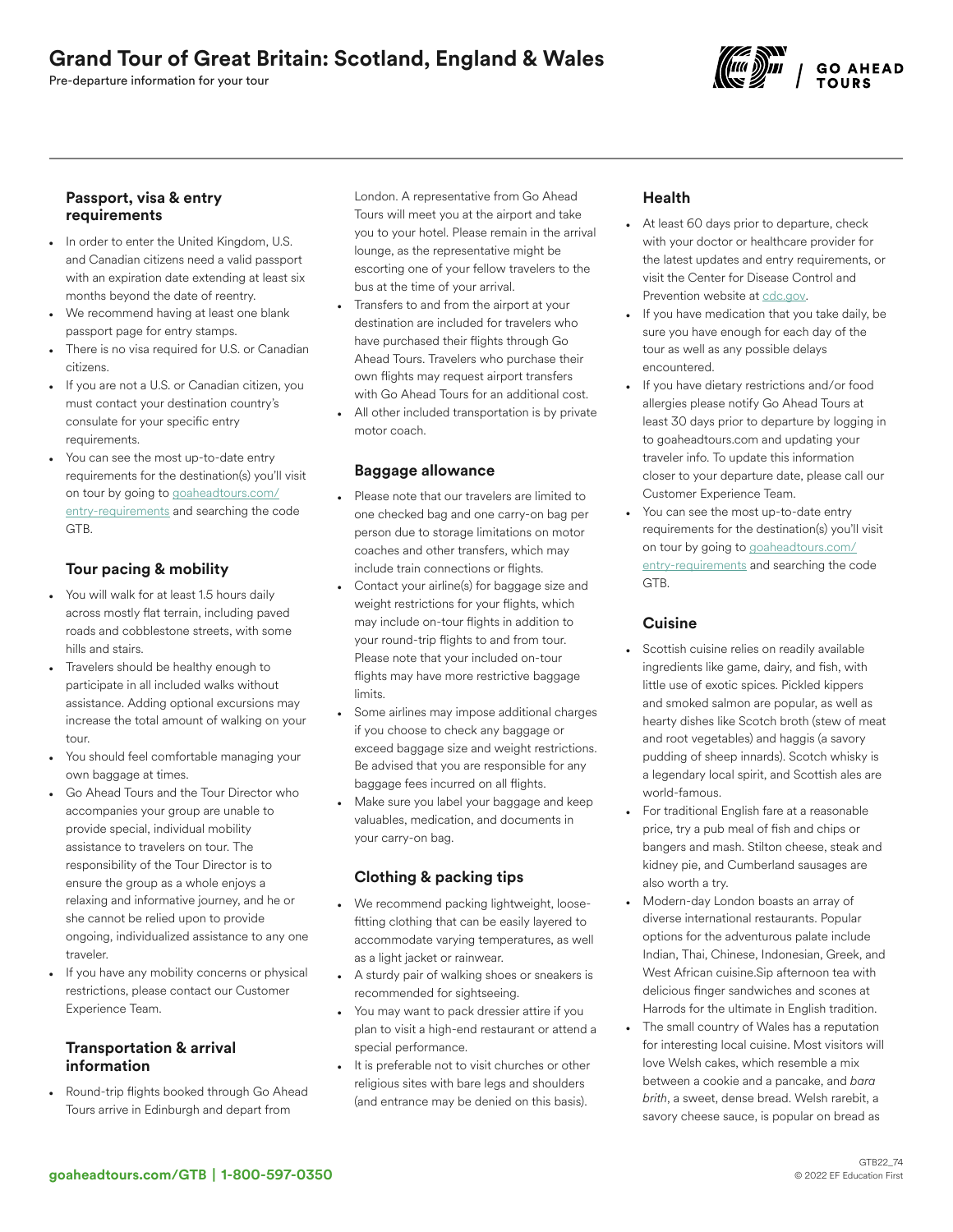# Grand Tour of Great Britain: Scotland, England & Wales

Pre-departure information for your tour

### Passport, visa & entry requirements

- In order to enter the United Kingdom, U.S. and Canadian citizens need a valid passport with an expiration date extending at least six months beyond the date of reentry.
- We recommend having at least one blank passport page for entry stamps.
- There is no visa required for U.S. or Canadian citizens.
- If you are not a U.S. or Canadian citizen, you must contact your destination country's consulate for your specific entry requirements.
- You can see the most up-to-date entry requirements for the destination(s) you'll visit on tour by going to goaheadtours.com/entry-requirements and searching the code GTB.

### Tour pacing & mobility

- You will walk for at least 1.5 hours daily across mostly flat terrain, including paved roads and cobblestone streets, with some hills and stairs.
- Travelers should be healthy enough to participate in all included walks without assistance. Adding optional excursions may increase the total amount of walking on your tour.
- You should feel comfortable managing your own baggage at times.
- Go Ahead Tours and the Tour Director who accompanies your group are unable to provide special, individual mobility assistance to travelers on tour. The responsibility of the Tour Director is to ensure the group as a whole enjoys a relaxing and informative journey, and he or she cannot be relied upon to provide ongoing, individualized assistance to any one traveler.
- If you have any mobility concerns or physical restrictions, please contact our Customer Experience Team.

### Transportation & arrival information

- Round-trip flights booked through Go Ahead Tours arrive in Edinburgh and depart from London. A representative from Go Ahead Tours will meet you at the airport and take you to your hotel. Please remain in the arrival lounge, as the representative might be escorting one of your fellow travelers to the bus at the time of your arrival.
- Transfers to and from the airport at your destination are included for travelers who have purchased their flights through Go Ahead Tours. Travelers who purchase their own flights may request airport transfers with Go Ahead Tours for an additional cost.
- All other included transportation is by private motor coach.

### Baggage allowance

- Please note that our travelers are limited to one checked bag and one carry-on bag per person due to storage limitations on motor coaches and other transfers, which may include train connections or flights.
- Contact your airline(s) for baggage size and weight restrictions for your flights, which may include on-tour flights in addition to your round-trip flights to and from tour. Please note that your included on-tour flights may have more restrictive baggage limits.
- Some airlines may impose additional charges if you choose to check any baggage or exceed baggage size and weight restrictions. Be advised that you are responsible for any baggage fees incurred on all flights.
- Make sure you label your baggage and keep valuables, medication, and documents in your carry-on bag.

### Clothing & packing tips

- We recommend packing lightweight, loose-fitting clothing that can be easily layered to accommodate varying temperatures, as well as a light jacket or rainwear.
- A sturdy pair of walking shoes or sneakers is recommended for sightseeing.
- You may want to pack dressier attire if you plan to visit a high-end restaurant or attend a special performance.
- It is preferable not to visit churches or other religious sites with bare legs and shoulders (and entrance may be denied on this basis).

### Health

- At least 60 days prior to departure, check with your doctor or healthcare provider for the latest updates and entry requirements, or visit the Center for Disease Control and Prevention website at cdc.gov.
- If you have medication that you take daily, be sure you have enough for each day of the tour as well as any possible delays encountered.
- If you have dietary restrictions and/or food allergies please notify Go Ahead Tours at least 30 days prior to departure by logging in to goaheadtours.com and updating your traveler info. To update this information closer to your departure date, please call our Customer Experience Team.
- You can see the most up-to-date entry requirements for the destination(s) you'll visit on tour by going to goaheadtours.com/entry-requirements and searching the code GTB.

### Cuisine

- Scottish cuisine relies on readily available ingredients like game, dairy, and fish, with little use of exotic spices. Pickled kippers and smoked salmon are popular, as well as hearty dishes like Scotch broth (stew of meat and root vegetables) and haggis (a savory pudding of sheep innards). Scotch whisky is a legendary local spirit, and Scottish ales are world-famous.
- For traditional English fare at a reasonable price, try a pub meal of fish and chips or bangers and mash. Stilton cheese, steak and kidney pie, and Cumberland sausages are also worth a try.
- Modern-day London boasts an array of diverse international restaurants. Popular options for the adventurous palate include Indian, Thai, Chinese, Indonesian, Greek, and West African cuisine.Sip afternoon tea with delicious finger sandwiches and scones at Harrods for the ultimate in English tradition.
- The small country of Wales has a reputation for interesting local cuisine. Most visitors will love Welsh cakes, which resemble a mix between a cookie and a pancake, and *bara brith*, a sweet, dense bread. Welsh rarebit, a savory cheese sauce, is popular on bread as

**goaheadtours.com/GTB | 1-800-597-0350**

GTB22_74
© 2022 EF Education First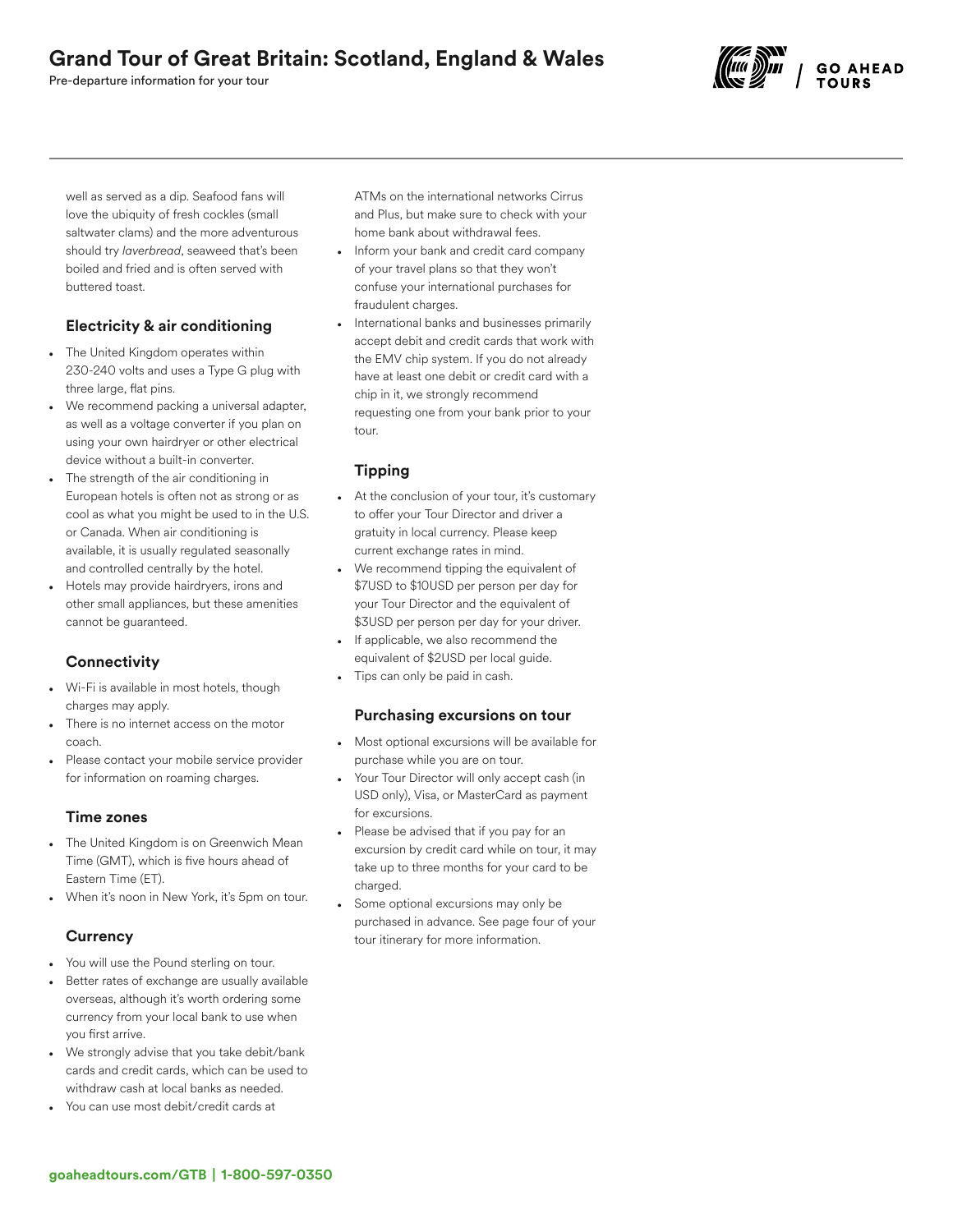well as served as a dip. Seafood fans will love the ubiquity of fresh cockles (small saltwater clams) and the more adventurous should try *laverbread*, seaweed that's been boiled and fried and is often served with buttered toast.

### Electricity & air conditioning

- The United Kingdom operates within 230-240 volts and uses a Type G plug with three large, flat pins.
- We recommend packing a universal adapter, as well as a voltage converter if you plan on using your own hairdryer or other electrical device without a built-in converter.
- The strength of the air conditioning in European hotels is often not as strong or as cool as what you might be used to in the U.S. or Canada. When air conditioning is available, it is usually regulated seasonally and controlled centrally by the hotel.
- Hotels may provide hairdryers, irons and other small appliances, but these amenities cannot be guaranteed.

### Connectivity

- Wi-Fi is available in most hotels, though charges may apply.
- There is no internet access on the motor coach.
- Please contact your mobile service provider for information on roaming charges.

### Time zones

- The United Kingdom is on Greenwich Mean Time (GMT), which is five hours ahead of Eastern Time (ET).
- When it's noon in New York, it's 5pm on tour.

### Currency

- You will use the Pound sterling on tour.
- Better rates of exchange are usually available overseas, although it's worth ordering some currency from your local bank to use when you first arrive.
- We strongly advise that you take debit/bank cards and credit cards, which can be used to withdraw cash at local banks as needed.
- You can use most debit/credit cards at ATMs on the international networks Cirrus and Plus, but make sure to check with your home bank about withdrawal fees.
- Inform your bank and credit card company of your travel plans so that they won't confuse your international purchases for fraudulent charges.
- International banks and businesses primarily accept debit and credit cards that work with the EMV chip system. If you do not already have at least one debit or credit card with a chip in it, we strongly recommend requesting one from your bank prior to your tour.

### Tipping

- At the conclusion of your tour, it's customary to offer your Tour Director and driver a gratuity in local currency. Please keep current exchange rates in mind.
- We recommend tipping the equivalent of $7USD to $10USD per person per day for your Tour Director and the equivalent of $3USD per person per day for your driver.
- If applicable, we also recommend the equivalent of $2USD per local guide.
- Tips can only be paid in cash.

### Purchasing excursions on tour

- Most optional excursions will be available for purchase while you are on tour.
- Your Tour Director will only accept cash (in USD only), Visa, or MasterCard as payment for excursions.
- Please be advised that if you pay for an excursion by credit card while on tour, it may take up to three months for your card to be charged.
- Some optional excursions may only be purchased in advance. See page four of your tour itinerary for more information.